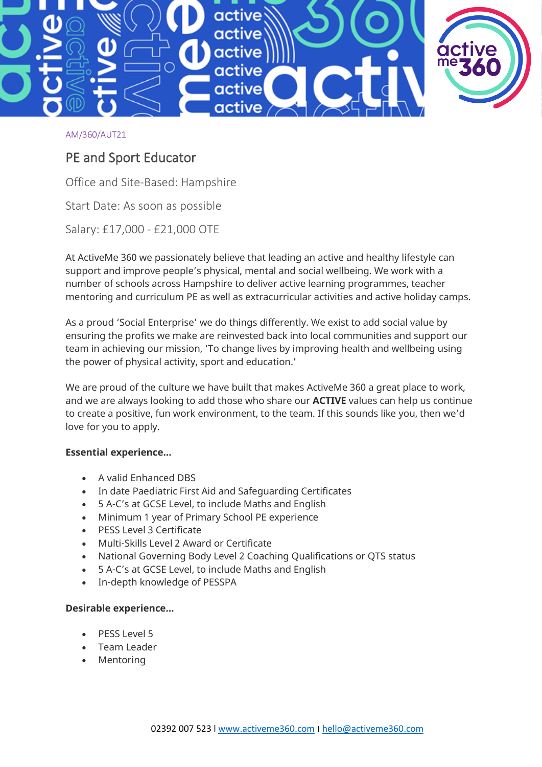AM/360/AUT21

# PE and Sport Educator

Office and Site-Based: Hampshire

Start Date: As soon as possible

Salary: £17,000 - £21,000 OTE

At ActiveMe 360 we passionately believe that leading an active and healthy lifestyle can support and improve people's physical, mental and social wellbeing. We work with a number of schools across Hampshire to deliver active learning programmes, teacher mentoring and curriculum PE as well as extracurricular activities and active holiday camps.

As a proud 'Social Enterprise' we do things differently. We exist to add social value by ensuring the profits we make are reinvested back into local communities and support our team in achieving our mission, 'To change lives by improving health and wellbeing using the power of physical activity, sport and education.'

We are proud of the culture we have built that makes ActiveMe 360 a great place to work, and we are always looking to add those who share our **ACTIVE** values can help us continue to create a positive, fun work environment, to the team. If this sounds like you, then we'd love for you to apply.

**Essential experience…**

- A valid Enhanced DBS
- In date Paediatric First Aid and Safeguarding Certificates
- 5 A-C's at GCSE Level, to include Maths and English
- Minimum 1 year of Primary School PE experience
- PESS Level 3 Certificate
- Multi-Skills Level 2 Award or Certificate
- National Governing Body Level 2 Coaching Qualifications or QTS status
- 5 A-C's at GCSE Level, to include Maths and English
- In-depth knowledge of PESSPA

**Desirable experience…**

- PESS Level 5
- Team Leader
- Mentoring

02392 007 523 I www.activeme360.com I hello@activeme360.com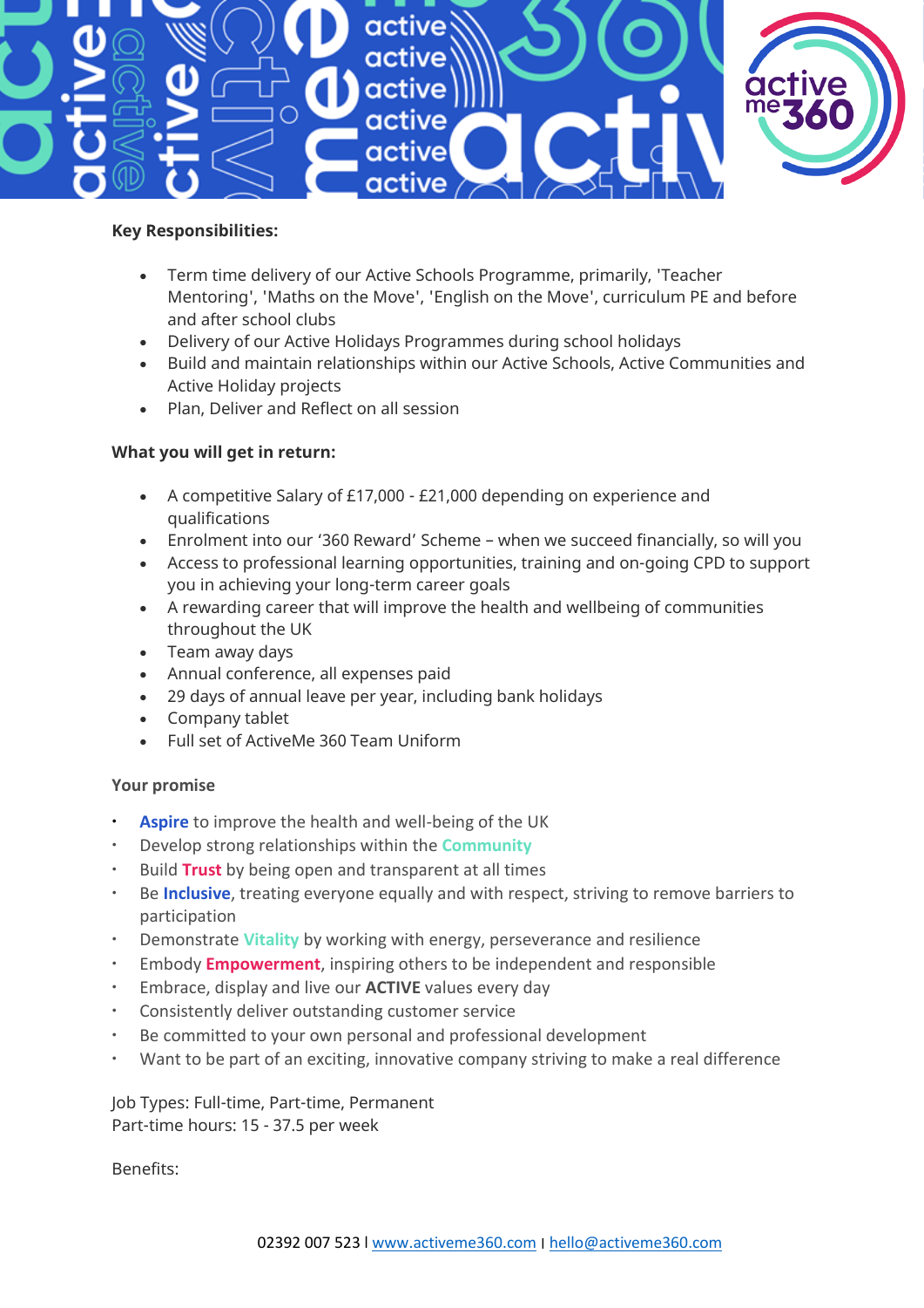**Key Responsibilities:**

- Term time delivery of our Active Schools Programme, primarily, 'Teacher Mentoring', 'Maths on the Move', 'English on the Move', curriculum PE and before and after school clubs
- Delivery of our Active Holidays Programmes during school holidays
- Build and maintain relationships within our Active Schools, Active Communities and Active Holiday projects
- Plan, Deliver and Reflect on all session

**What you will get in return:**

- A competitive Salary of £17,000 - £21,000 depending on experience and qualifications
- Enrolment into our '360 Reward' Scheme – when we succeed financially, so will you
- Access to professional learning opportunities, training and on-going CPD to support you in achieving your long-term career goals
- A rewarding career that will improve the health and wellbeing of communities throughout the UK
- Team away days
- Annual conference, all expenses paid
- 29 days of annual leave per year, including bank holidays
- Company tablet
- Full set of ActiveMe 360 Team Uniform

**Your promise**

- **Aspire** to improve the health and well-being of the UK
- Develop strong relationships within the **Community**
- Build **Trust** by being open and transparent at all times
- Be **Inclusive**, treating everyone equally and with respect, striving to remove barriers to participation
- Demonstrate **Vitality** by working with energy, perseverance and resilience
- Embody **Empowerment**, inspiring others to be independent and responsible
- Embrace, display and live our **ACTIVE** values every day
- Consistently deliver outstanding customer service
- Be committed to your own personal and professional development
- Want to be part of an exciting, innovative company striving to make a real difference

Job Types: Full-time, Part-time, Permanent
Part-time hours: 15 - 37.5 per week

Benefits:

02392 007 523 I www.activeme360.com I hello@activeme360.com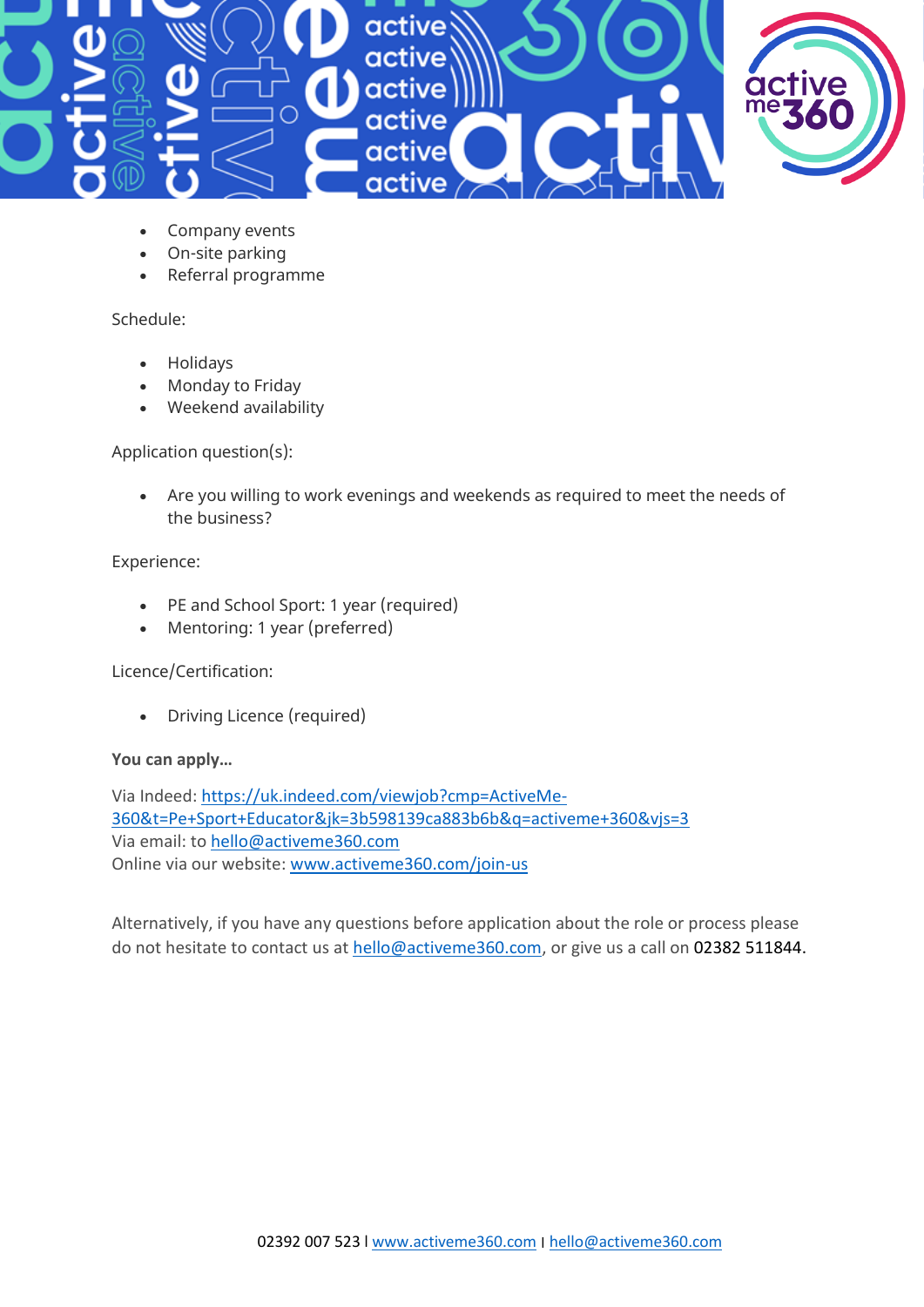- Company events
- On-site parking
- Referral programme

Schedule:

- Holidays
- Monday to Friday
- Weekend availability

Application question(s):

- Are you willing to work evenings and weekends as required to meet the needs of the business?

Experience:

- PE and School Sport: 1 year (required)
- Mentoring: 1 year (preferred)

Licence/Certification:

- Driving Licence (required)

**You can apply…**

Via Indeed: https://uk.indeed.com/viewjob?cmp=ActiveMe-360&t=Pe+Sport+Educator&jk=3b598139ca883b6b&q=activeme+360&vjs=3
Via email: to hello@activeme360.com
Online via our website: www.activeme360.com/join-us

Alternatively, if you have any questions before application about the role or process please do not hesitate to contact us at hello@activeme360.com, or give us a call on 02382 511844.